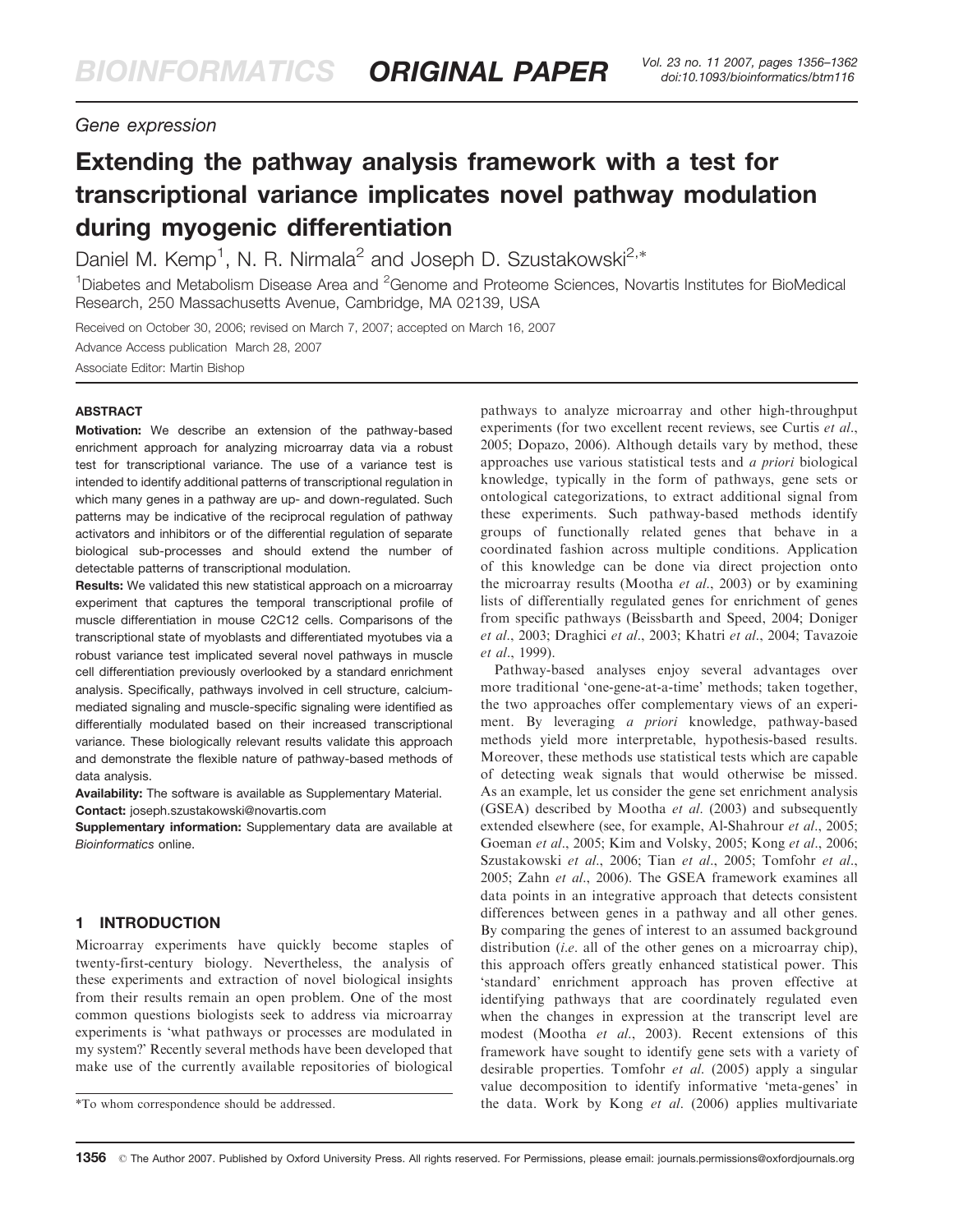Gene expression

# Extending the pathway analysis framework with a test for transcriptional variance implicates novel pathway modulation during myogenic differentiation

Daniel M. Kemp[1], N. R. Nirmala[2] and Joseph D. Szustakowski[2,*]

[1]Diabetes and Metabolism Disease Area and [2]Genome and Proteome Sciences, Novartis Institutes for BioMedical Research, 250 Massachusetts Avenue, Cambridge, MA 02139, USA

Received on October 30, 2006; revised on March 7, 2007; accepted on March 16, 2007

Advance Access publication March 28, 2007

Associate Editor: Martin Bishop

## ABSTRACT

**Motivation:** We describe an extension of the pathway-based enrichment approach for analyzing microarray data via a robust test for transcriptional variance. The use of a variance test is intended to identify additional patterns of transcriptional regulation in which many genes in a pathway are up- and down-regulated. Such patterns may be indicative of the reciprocal regulation of pathway activators and inhibitors or of the differential regulation of separate biological sub-processes and should extend the number of detectable patterns of transcriptional modulation.

**Results:** We validated this new statistical approach on a microarray experiment that captures the temporal transcriptional profile of muscle differentiation in mouse C2C12 cells. Comparisons of the transcriptional state of myoblasts and differentiated myotubes via a robust variance test implicated several novel pathways in muscle cell differentiation previously overlooked by a standard enrichment analysis. Specifically, pathways involved in cell structure, calcium-mediated signaling and muscle-specific signaling were identified as differentially modulated based on their increased transcriptional variance. These biologically relevant results validate this approach and demonstrate the flexible nature of pathway-based methods of data analysis.

**Availability:** The software is available as Supplementary Material.

**Contact:** joseph.szustakowski@novartis.com

**Supplementary information:** Supplementary data are available at *Bioinformatics* online.

## 1 INTRODUCTION

Microarray experiments have quickly become staples of twenty-first-century biology. Nevertheless, the analysis of these experiments and extraction of novel biological insights from their results remain an open problem. One of the most common questions biologists seek to address via microarray experiments is 'what pathways or processes are modulated in my system?' Recently several methods have been developed that make use of the currently available repositories of biological pathways to analyze microarray and other high-throughput experiments (for two excellent recent reviews, see Curtis *et al.*, 2005; Dopazo, 2006). Although details vary by method, these approaches use various statistical tests and *a priori* biological knowledge, typically in the form of pathways, gene sets or ontological categorizations, to extract additional signal from these experiments. Such pathway-based methods identify groups of functionally related genes that behave in a coordinated fashion across multiple conditions. Application of this knowledge can be done via direct projection onto the microarray results (Mootha *et al.*, 2003) or by examining lists of differentially regulated genes for enrichment of genes from specific pathways (Beissbarth and Speed, 2004; Doniger *et al.*, 2003; Draghici *et al.*, 2003; Khatri *et al.*, 2004; Tavazoie *et al.*, 1999).

Pathway-based analyses enjoy several advantages over more traditional 'one-gene-at-a-time' methods; taken together, the two approaches offer complementary views of an experiment. By leveraging *a priori* knowledge, pathway-based methods yield more interpretable, hypothesis-based results. Moreover, these methods use statistical tests which are capable of detecting weak signals that would otherwise be missed. As an example, let us consider the gene set enrichment analysis (GSEA) described by Mootha *et al.* (2003) and subsequently extended elsewhere (see, for example, Al-Shahrour *et al.*, 2005; Goeman *et al.*, 2005; Kim and Volsky, 2005; Kong *et al.*, 2006; Szustakowski *et al.*, 2006; Tian *et al.*, 2005; Tomfohr *et al.*, 2005; Zahn *et al.*, 2006). The GSEA framework examines all data points in an integrative approach that detects consistent differences between genes in a pathway and all other genes. By comparing the genes of interest to an assumed background distribution (*i.e.* all of the other genes on a microarray chip), this approach offers greatly enhanced statistical power. This 'standard' enrichment approach has proven effective at identifying pathways that are coordinately regulated even when the changes in expression at the transcript level are modest (Mootha *et al.*, 2003). Recent extensions of this framework have sought to identify gene sets with a variety of desirable properties. Tomfohr *et al.* (2005) apply a singular value decomposition to identify informative 'meta-genes' in the data. Work by Kong *et al.* (2006) applies multivariate

*To whom correspondence should be addressed.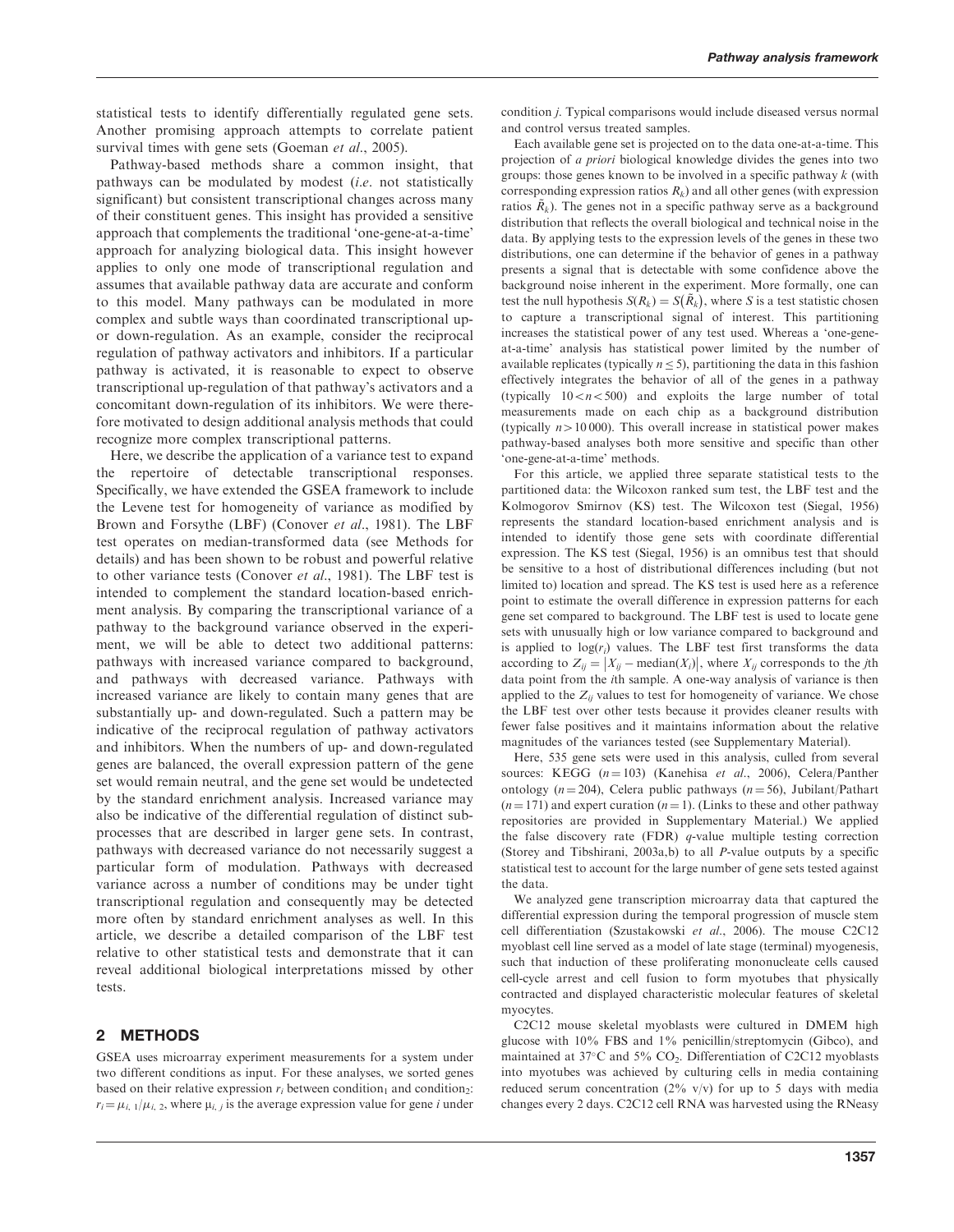statistical tests to identify differentially regulated gene sets. Another promising approach attempts to correlate patient survival times with gene sets (Goeman *et al.*, 2005).

Pathway-based methods share a common insight, that pathways can be modulated by modest (*i.e.* not statistically significant) but consistent transcriptional changes across many of their constituent genes. This insight has provided a sensitive approach that complements the traditional 'one-gene-at-a-time' approach for analyzing biological data. This insight however applies to only one mode of transcriptional regulation and assumes that available pathway data are accurate and conform to this model. Many pathways can be modulated in more complex and subtle ways than coordinated transcriptional up- or down-regulation. As an example, consider the reciprocal regulation of pathway activators and inhibitors. If a particular pathway is activated, it is reasonable to expect to observe transcriptional up-regulation of that pathway's activators and a concomitant down-regulation of its inhibitors. We were therefore motivated to design additional analysis methods that could recognize more complex transcriptional patterns.

Here, we describe the application of a variance test to expand the repertoire of detectable transcriptional responses. Specifically, we have extended the GSEA framework to include the Levene test for homogeneity of variance as modified by Brown and Forsythe (LBF) (Conover *et al.*, 1981). The LBF test operates on median-transformed data (see Methods for details) and has been shown to be robust and powerful relative to other variance tests (Conover *et al.*, 1981). The LBF test is intended to complement the standard location-based enrichment analysis. By comparing the transcriptional variance of a pathway to the background variance observed in the experiment, we will be able to detect two additional patterns: pathways with increased variance compared to background, and pathways with decreased variance. Pathways with increased variance are likely to contain many genes that are substantially up- and down-regulated. Such a pattern may be indicative of the reciprocal regulation of pathway activators and inhibitors. When the numbers of up- and down-regulated genes are balanced, the overall expression pattern of the gene set would remain neutral, and the gene set would be undetected by the standard enrichment analysis. Increased variance may also be indicative of the differential regulation of distinct subprocesses that are described in larger gene sets. In contrast, pathways with decreased variance do not necessarily suggest a particular form of modulation. Pathways with decreased variance across a number of conditions may be under tight transcriptional regulation and consequently may be detected more often by standard enrichment analyses as well. In this article, we describe a detailed comparison of the LBF test relative to other statistical tests and demonstrate that it can reveal additional biological interpretations missed by other tests.

## 2 METHODS

GSEA uses microarray experiment measurements for a system under two different conditions as input. For these analyses, we sorted genes based on their relative expression $r_i$ between condition$_1$ and condition$_2$: $r_i = \mu_{i,1}/\mu_{i,2}$, where $\mu_{i,j}$ is the average expression value for gene $i$ under condition $j$. Typical comparisons would include diseased versus normal and control versus treated samples.

Each available gene set is projected on to the data one-at-a-time. This projection of *a priori* biological knowledge divides the genes into two groups: those genes known to be involved in a specific pathway $k$ (with corresponding expression ratios $R_k$) and all other genes (with expression ratios $\tilde{R}_k$). The genes not in a specific pathway serve as a background distribution that reflects the overall biological and technical noise in the data. By applying tests to the expression levels of the genes in these two distributions, one can determine if the behavior of genes in a pathway presents a signal that is detectable with some confidence above the background noise inherent in the experiment. More formally, one can test the null hypothesis $S(R_k) = S(\tilde{R}_k)$, where $S$ is a test statistic chosen to capture a transcriptional signal of interest. This partitioning increases the statistical power of any test used. Whereas a 'one-gene-at-a-time' analysis has statistical power limited by the number of available replicates (typically $n \leq 5$), partitioning the data in this fashion effectively integrates the behavior of all of the genes in a pathway (typically $10 < n < 500$) and exploits the large number of total measurements made on each chip as a background distribution (typically $n > 10\,000$). This overall increase in statistical power makes pathway-based analyses both more sensitive and specific than other 'one-gene-at-a-time' methods.

For this article, we applied three separate statistical tests to the partitioned data: the Wilcoxon ranked sum test, the LBF test and the Kolmogorov Smirnov (KS) test. The Wilcoxon test (Siegal, 1956) represents the standard location-based enrichment analysis and is intended to identify those gene sets with coordinate differential expression. The KS test (Siegal, 1956) is an omnibus test that should be sensitive to a host of distributional differences including (but not limited to) location and spread. The KS test is used here as a reference point to estimate the overall difference in expression patterns for each gene set compared to background. The LBF test is used to locate gene sets with unusually high or low variance compared to background and is applied to $\log(r_i)$ values. The LBF test first transforms the data according to $Z_{ij} = |X_{ij} - \text{median}(X_i)|$, where $X_{ij}$ corresponds to the $j$th data point from the $i$th sample. A one-way analysis of variance is then applied to the $Z_{ij}$ values to test for homogeneity of variance. We chose the LBF test over other tests because it provides cleaner results with fewer false positives and it maintains information about the relative magnitudes of the variances tested (see Supplementary Material).

Here, 535 gene sets were used in this analysis, culled from several sources: KEGG ($n = 103$) (Kanehisa *et al.*, 2006), Celera/Panther ontology ($n = 204$), Celera public pathways ($n = 56$), Jubilant/Pathart ($n = 171$) and expert curation ($n = 1$). (Links to these and other pathway repositories are provided in Supplementary Material.) We applied the false discovery rate (FDR) $q$-value multiple testing correction (Storey and Tibshirani, 2003a,b) to all $P$-value outputs by a specific statistical test to account for the large number of gene sets tested against the data.

We analyzed gene transcription microarray data that captured the differential expression during the temporal progression of muscle stem cell differentiation (Szustakowski *et al.*, 2006). The mouse C2C12 myoblast cell line served as a model of late stage (terminal) myogenesis, such that induction of these proliferating mononucleate cells caused cell-cycle arrest and cell fusion to form myotubes that physically contracted and displayed characteristic molecular features of skeletal myocytes.

C2C12 mouse skeletal myoblasts were cultured in DMEM high glucose with 10% FBS and 1% penicillin/streptomycin (Gibco), and maintained at 37°C and 5% $CO_2$. Differentiation of C2C12 myoblasts into myotubes was achieved by culturing cells in media containing reduced serum concentration (2% v/v) for up to 5 days with media changes every 2 days. C2C12 cell RNA was harvested using the RNeasy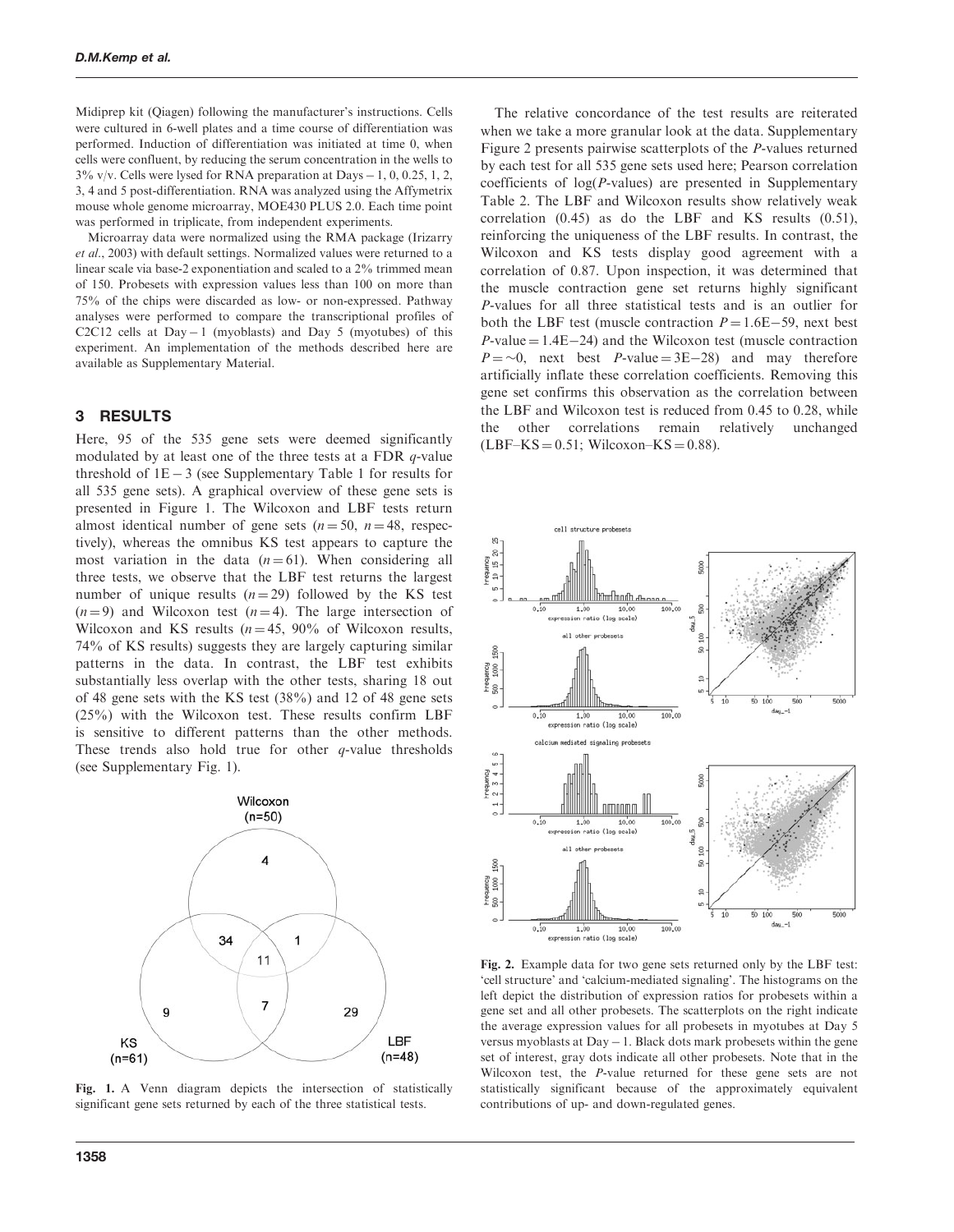Midiprep kit (Qiagen) following the manufacturer's instructions. Cells were cultured in 6-well plates and a time course of differentiation was performed. Induction of differentiation was initiated at time 0, when cells were confluent, by reducing the serum concentration in the wells to 3% v/v. Cells were lysed for RNA preparation at Days − 1, 0, 0.25, 1, 2, 3, 4 and 5 post-differentiation. RNA was analyzed using the Affymetrix mouse whole genome microarray, MOE430 PLUS 2.0. Each time point was performed in triplicate, from independent experiments.

Microarray data were normalized using the RMA package (Irizarry *et al.*, 2003) with default settings. Normalized values were returned to a linear scale via base-2 exponentiation and scaled to a 2% trimmed mean of 150. Probesets with expression values less than 100 on more than 75% of the chips were discarded as low- or non-expressed. Pathway analyses were performed to compare the transcriptional profiles of C2C12 cells at Day − 1 (myoblasts) and Day 5 (myotubes) of this experiment. An implementation of the methods described here are available as Supplementary Material.

## 3 RESULTS

Here, 95 of the 535 gene sets were deemed significantly modulated by at least one of the three tests at a FDR *q*-value threshold of 1E − 3 (see Supplementary Table 1 for results for all 535 gene sets). A graphical overview of these gene sets is presented in Figure 1. The Wilcoxon and LBF tests return almost identical number of gene sets ($n = 50$, $n = 48$, respectively), whereas the omnibus KS test appears to capture the most variation in the data ($n = 61$). When considering all three tests, we observe that the LBF test returns the largest number of unique results ($n = 29$) followed by the KS test ($n = 9$) and Wilcoxon test ($n = 4$). The large intersection of Wilcoxon and KS results ($n = 45$, 90% of Wilcoxon results, 74% of KS results) suggests they are largely capturing similar patterns in the data. In contrast, the LBF test exhibits substantially less overlap with the other tests, sharing 18 out of 48 gene sets with the KS test (38%) and 12 of 48 gene sets (25%) with the Wilcoxon test. These results confirm LBF is sensitive to different patterns than the other methods. These trends also hold true for other *q*-value thresholds (see Supplementary Fig. 1).

**Fig. 1.** A Venn diagram depicts the intersection of statistically significant gene sets returned by each of the three statistical tests.

The relative concordance of the test results are reiterated when we take a more granular look at the data. Supplementary Figure 2 presents pairwise scatterplots of the *P*-values returned by each test for all 535 gene sets used here; Pearson correlation coefficients of log(*P*-values) are presented in Supplementary Table 2. The LBF and Wilcoxon results show relatively weak correlation (0.45) as do the LBF and KS results (0.51), reinforcing the uniqueness of the LBF results. In contrast, the Wilcoxon and KS tests display good agreement with a correlation of 0.87. Upon inspection, it was determined that the muscle contraction gene set returns highly significant *P*-values for all three statistical tests and is an outlier for both the LBF test (muscle contraction $P = 1.6E-59$, next best *P*-value = 1.4E−24) and the Wilcoxon test (muscle contraction $P = \sim 0$, next best *P*-value = 3E−28) and may therefore artificially inflate these correlation coefficients. Removing this gene set confirms this observation as the correlation between the LBF and Wilcoxon test is reduced from 0.45 to 0.28, while the other correlations remain relatively unchanged (LBF–KS = 0.51; Wilcoxon–KS = 0.88).

**Fig. 2.** Example data for two gene sets returned only by the LBF test: 'cell structure' and 'calcium-mediated signaling'. The histograms on the left depict the distribution of expression ratios for probesets within a gene set and all other probesets. The scatterplots on the right indicate the average expression values for all probesets in myotubes at Day 5 versus myoblasts at Day − 1. Black dots mark probesets within the gene set of interest, gray dots indicate all other probesets. Note that in the Wilcoxon test, the *P*-value returned for these gene sets are not statistically significant because of the approximately equivalent contributions of up- and down-regulated genes.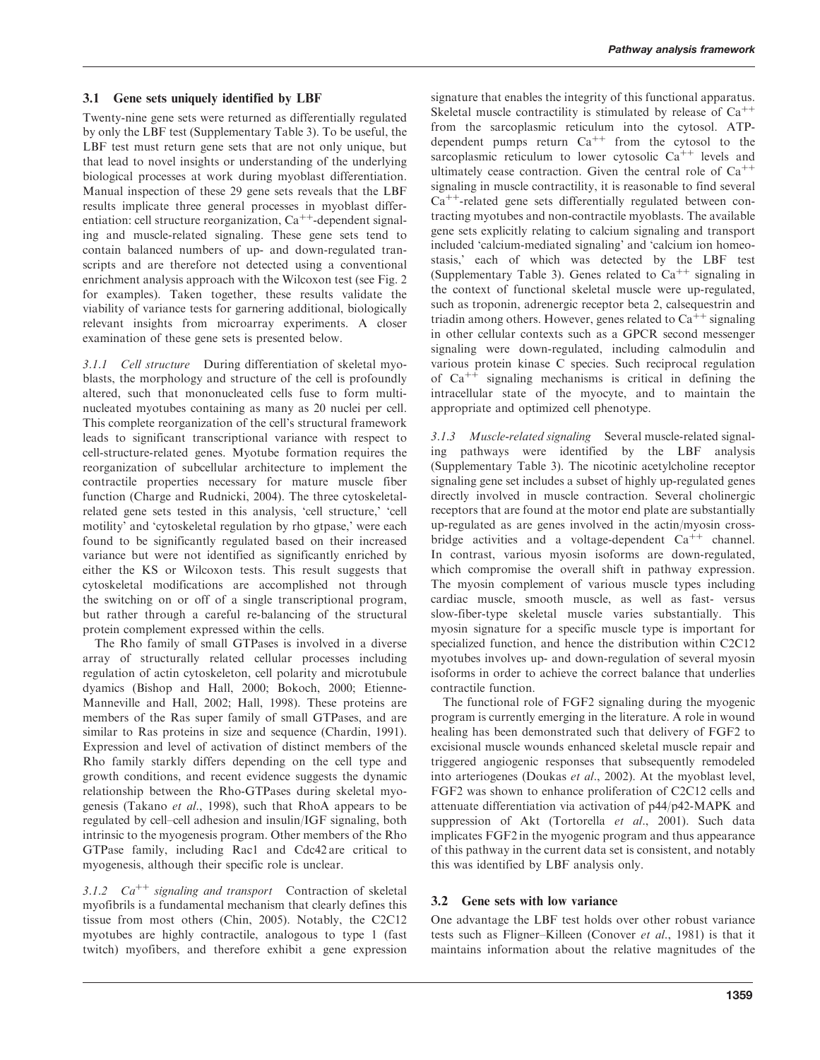### 3.1 Gene sets uniquely identified by LBF

Twenty-nine gene sets were returned as differentially regulated by only the LBF test (Supplementary Table 3). To be useful, the LBF test must return gene sets that are not only unique, but that lead to novel insights or understanding of the underlying biological processes at work during myoblast differentiation. Manual inspection of these 29 gene sets reveals that the LBF results implicate three general processes in myoblast differentiation: cell structure reorganization, $Ca^{++}$-dependent signaling and muscle-related signaling. These gene sets tend to contain balanced numbers of up- and down-regulated transcripts and are therefore not detected using a conventional enrichment analysis approach with the Wilcoxon test (see Fig. 2 for examples). Taken together, these results validate the viability of variance tests for garnering additional, biologically relevant insights from microarray experiments. A closer examination of these gene sets is presented below.

#### 3.1.1 *Cell structure*

During differentiation of skeletal myoblasts, the morphology and structure of the cell is profoundly altered, such that mononucleated cells fuse to form multinucleated myotubes containing as many as 20 nuclei per cell. This complete reorganization of the cell's structural framework leads to significant transcriptional variance with respect to cell-structure-related genes. Myotube formation requires the reorganization of subcellular architecture to implement the contractile properties necessary for mature muscle fiber function (Charge and Rudnicki, 2004). The three cytoskeletal-related gene sets tested in this analysis, 'cell structure,' 'cell motility' and 'cytoskeletal regulation by rho gtpase,' were each found to be significantly regulated based on their increased variance but were not identified as significantly enriched by either the KS or Wilcoxon tests. This result suggests that cytoskeletal modifications are accomplished not through the switching on or off of a single transcriptional program, but rather through a careful re-balancing of the structural protein complement expressed within the cells.

The Rho family of small GTPases is involved in a diverse array of structurally related cellular processes including regulation of actin cytoskeleton, cell polarity and microtubule dyamics (Bishop and Hall, 2000; Bokoch, 2000; Etienne-Manneville and Hall, 2002; Hall, 1998). These proteins are members of the Ras super family of small GTPases, and are similar to Ras proteins in size and sequence (Chardin, 1991). Expression and level of activation of distinct members of the Rho family starkly differs depending on the cell type and growth conditions, and recent evidence suggests the dynamic relationship between the Rho-GTPases during skeletal myogenesis (Takano *et al.*, 1998), such that RhoA appears to be regulated by cell–cell adhesion and insulin/IGF signaling, both intrinsic to the myogenesis program. Other members of the Rho GTPase family, including Rac1 and Cdc42 are critical to myogenesis, although their specific role is unclear.

#### 3.1.2 *$Ca^{++}$ signaling and transport*

Contraction of skeletal myofibrils is a fundamental mechanism that clearly defines this tissue from most others (Chin, 2005). Notably, the C2C12 myotubes are highly contractile, analogous to type 1 (fast twitch) myofibers, and therefore exhibit a gene expression signature that enables the integrity of this functional apparatus. Skeletal muscle contractility is stimulated by release of $Ca^{++}$ from the sarcoplasmic reticulum into the cytosol. ATP-dependent pumps return $Ca^{++}$ from the cytosol to the sarcoplasmic reticulum to lower cytosolic $Ca^{++}$ levels and ultimately cease contraction. Given the central role of $Ca^{++}$ signaling in muscle contractility, it is reasonable to find several $Ca^{++}$-related gene sets differentially regulated between contracting myotubes and non-contractile myoblasts. The available gene sets explicitly relating to calcium signaling and transport included 'calcium-mediated signaling' and 'calcium ion homeostasis,' each of which was detected by the LBF test (Supplementary Table 3). Genes related to $Ca^{++}$ signaling in the context of functional skeletal muscle were up-regulated, such as troponin, adrenergic receptor beta 2, calsequestrin and triadin among others. However, genes related to $Ca^{++}$ signaling in other cellular contexts such as a GPCR second messenger signaling were down-regulated, including calmodulin and various protein kinase C species. Such reciprocal regulation of $Ca^{++}$ signaling mechanisms is critical in defining the intracellular state of the myocyte, and to maintain the appropriate and optimized cell phenotype.

#### 3.1.3 *Muscle-related signaling*

Several muscle-related signaling pathways were identified by the LBF analysis (Supplementary Table 3). The nicotinic acetylcholine receptor signaling gene set includes a subset of highly up-regulated genes directly involved in muscle contraction. Several cholinergic receptors that are found at the motor end plate are substantially up-regulated as are genes involved in the actin/myosin cross-bridge activities and a voltage-dependent $Ca^{++}$ channel. In contrast, various myosin isoforms are down-regulated, which compromise the overall shift in pathway expression. The myosin complement of various muscle types including cardiac muscle, smooth muscle, as well as fast- versus slow-fiber-type skeletal muscle varies substantially. This myosin signature for a specific muscle type is important for specialized function, and hence the distribution within C2C12 myotubes involves up- and down-regulation of several myosin isoforms in order to achieve the correct balance that underlies contractile function.

The functional role of FGF2 signaling during the myogenic program is currently emerging in the literature. A role in wound healing has been demonstrated such that delivery of FGF2 to excisional muscle wounds enhanced skeletal muscle repair and triggered angiogenic responses that subsequently remodeled into arteriogenes (Doukas *et al.*, 2002). At the myoblast level, FGF2 was shown to enhance proliferation of C2C12 cells and attenuate differentiation via activation of p44/p42-MAPK and suppression of Akt (Tortorella *et al.*, 2001). Such data implicates FGF2 in the myogenic program and thus appearance of this pathway in the current data set is consistent, and notably this was identified by LBF analysis only.

### 3.2 Gene sets with low variance

One advantage the LBF test holds over other robust variance tests such as Fligner–Killeen (Conover *et al.*, 1981) is that it maintains information about the relative magnitudes of the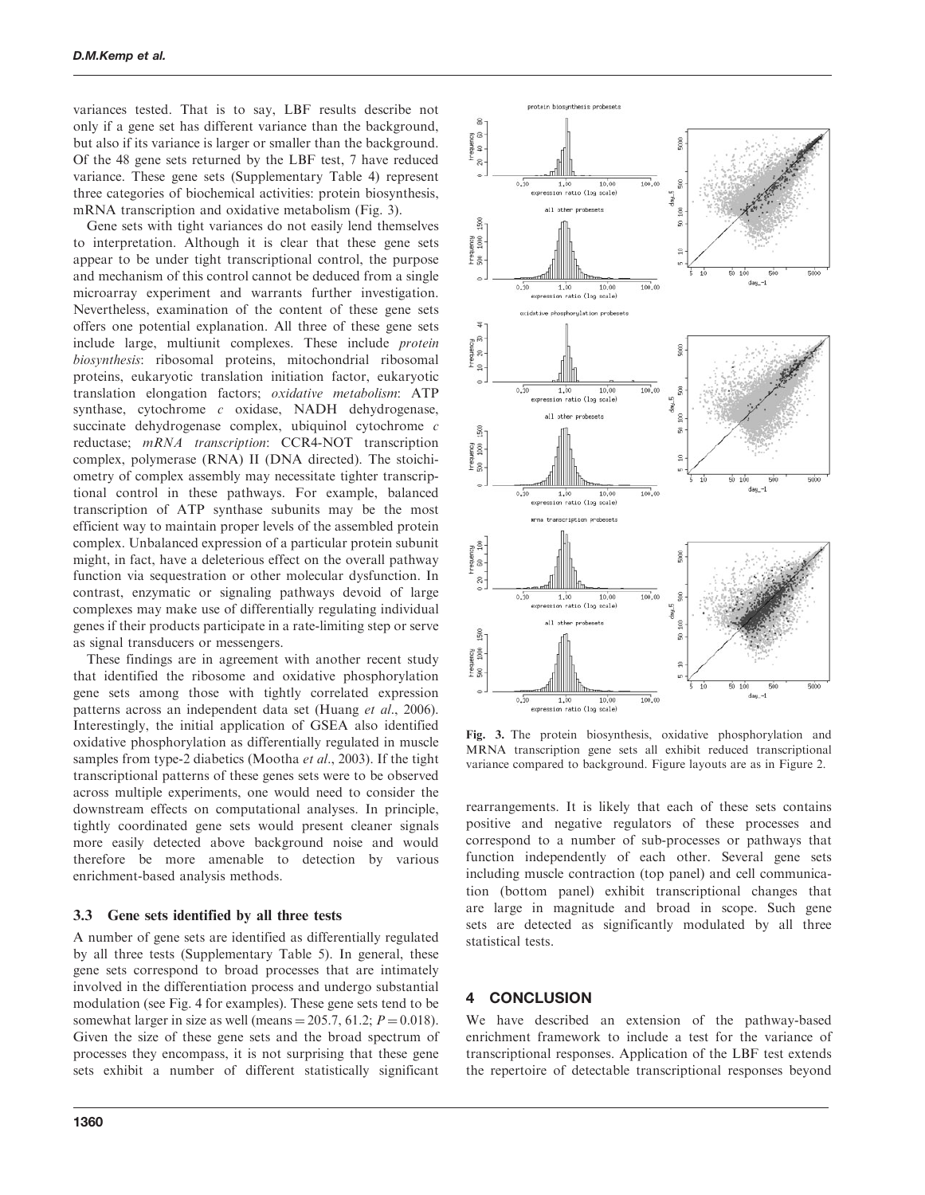variances tested. That is to say, LBF results describe not only if a gene set has different variance than the background, but also if its variance is larger or smaller than the background. Of the 48 gene sets returned by the LBF test, 7 have reduced variance. These gene sets (Supplementary Table 4) represent three categories of biochemical activities: protein biosynthesis, mRNA transcription and oxidative metabolism (Fig. 3).

Gene sets with tight variances do not easily lend themselves to interpretation. Although it is clear that these gene sets appear to be under tight transcriptional control, the purpose and mechanism of this control cannot be deduced from a single microarray experiment and warrants further investigation. Nevertheless, examination of the content of these gene sets offers one potential explanation. All three of these gene sets include large, multiunit complexes. These include *protein biosynthesis*: ribosomal proteins, mitochondrial ribosomal proteins, eukaryotic translation initiation factor, eukaryotic translation elongation factors; *oxidative metabolism*: ATP synthase, cytochrome *c* oxidase, NADH dehydrogenase, succinate dehydrogenase complex, ubiquinol cytochrome *c* reductase; *mRNA transcription*: CCR4-NOT transcription complex, polymerase (RNA) II (DNA directed). The stoichiometry of complex assembly may necessitate tighter transcriptional control in these pathways. For example, balanced transcription of ATP synthase subunits may be the most efficient way to maintain proper levels of the assembled protein complex. Unbalanced expression of a particular protein subunit might, in fact, have a deleterious effect on the overall pathway function via sequestration or other molecular dysfunction. In contrast, enzymatic or signaling pathways devoid of large complexes may make use of differentially regulating individual genes if their products participate in a rate-limiting step or serve as signal transducers or messengers.

These findings are in agreement with another recent study that identified the ribosome and oxidative phosphorylation gene sets among those with tightly correlated expression patterns across an independent data set (Huang *et al*., 2006). Interestingly, the initial application of GSEA also identified oxidative phosphorylation as differentially regulated in muscle samples from type-2 diabetics (Mootha *et al*., 2003). If the tight transcriptional patterns of these genes sets were to be observed across multiple experiments, one would need to consider the downstream effects on computational analyses. In principle, tightly coordinated gene sets would present cleaner signals more easily detected above background noise and would therefore be more amenable to detection by various enrichment-based analysis methods.

### 3.3 Gene sets identified by all three tests

A number of gene sets are identified as differentially regulated by all three tests (Supplementary Table 5). In general, these gene sets correspond to broad processes that are intimately involved in the differentiation process and undergo substantial modulation (see Fig. 4 for examples). These gene sets tend to be somewhat larger in size as well (means = 205.7, 61.2; $P = 0.018$). Given the size of these gene sets and the broad spectrum of processes they encompass, it is not surprising that these gene sets exhibit a number of different statistically significant rearrangements. It is likely that each of these sets contains positive and negative regulators of these processes and correspond to a number of sub-processes or pathways that function independently of each other. Several gene sets including muscle contraction (top panel) and cell communication (bottom panel) exhibit transcriptional changes that are large in magnitude and broad in scope. Such gene sets are detected as significantly modulated by all three statistical tests.

protein biosynthesis probesets
frequency
expression ratio (log scale)
0.10 1.00 10.00 100.00
all other probesets
oxidative phosphorylation probesets
mrna transcription probesets
day_5
day_-1
5 10 50 100 500 5000

Fig. 3. The protein biosynthesis, oxidative phosphorylation and MRNA transcription gene sets all exhibit reduced transcriptional variance compared to background. Figure layouts are as in Figure 2.

## 4 CONCLUSION

We have described an extension of the pathway-based enrichment framework to include a test for the variance of transcriptional responses. Application of the LBF test extends the repertoire of detectable transcriptional responses beyond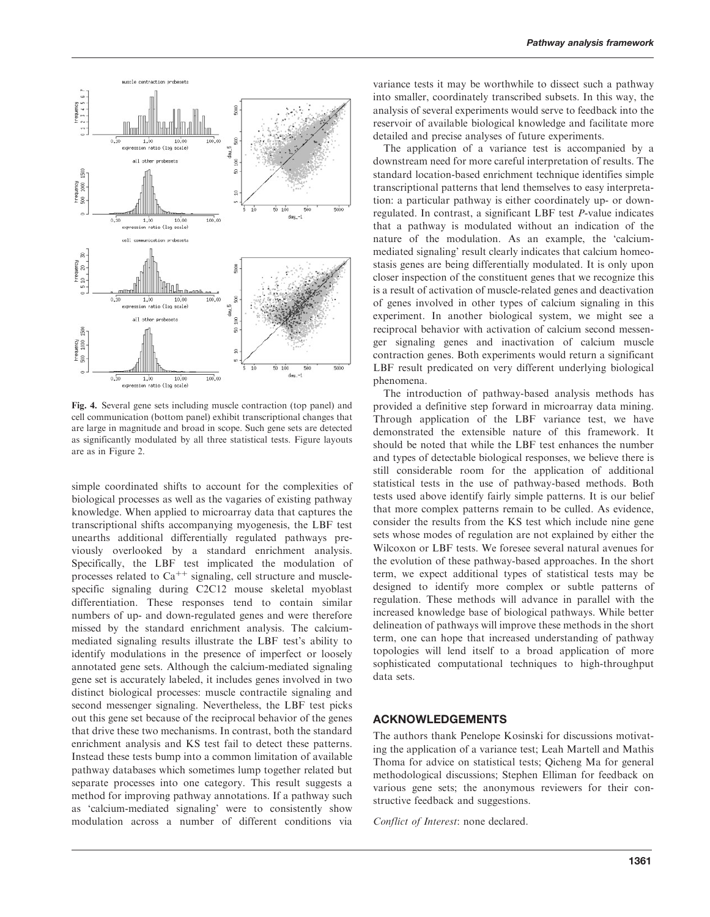muscle contraction probesets

frequency

0 1 2 3 4 5 6 7

0.10 1.00 10.00 100.00

expression ratio (log scale)

all other probesets

frequency

0 500 1000 1500

0.10 1.00 10.00 100.00

expression ratio (log scale)

day_5

5 10 50 100 500 5000

day_-1

5 10 50 100 500 5000

cell communication probesets

frequency

0 5 10 20 30

0.10 1.00 10.00 100.00

expression ratio (log scale)

all other probesets

frequency

0 500 1000 1500

0.10 1.00 10.00 100.00

expression ratio (log scale)

day_5

5 10 50 100 500 5000

day_-1

5 10 50 100 500 5000

**Fig. 4.** Several gene sets including muscle contraction (top panel) and cell communication (bottom panel) exhibit transcriptional changes that are large in magnitude and broad in scope. Such gene sets are detected as significantly modulated by all three statistical tests. Figure layouts are as in Figure 2.

simple coordinated shifts to account for the complexities of biological processes as well as the vagaries of existing pathway knowledge. When applied to microarray data that captures the transcriptional shifts accompanying myogenesis, the LBF test unearths additional differentially regulated pathways previously overlooked by a standard enrichment analysis. Specifically, the LBF test implicated the modulation of processes related to $Ca^{++}$ signaling, cell structure and muscle-specific signaling during C2C12 mouse skeletal myoblast differentiation. These responses tend to contain similar numbers of up- and down-regulated genes and were therefore missed by the standard enrichment analysis. The calcium-mediated signaling results illustrate the LBF test's ability to identify modulations in the presence of imperfect or loosely annotated gene sets. Although the calcium-mediated signaling gene set is accurately labeled, it includes genes involved in two distinct biological processes: muscle contractile signaling and second messenger signaling. Nevertheless, the LBF test picks out this gene set because of the reciprocal behavior of the genes that drive these two mechanisms. In contrast, both the standard enrichment analysis and KS test fail to detect these patterns. Instead these tests bump into a common limitation of available pathway databases which sometimes lump together related but separate processes into one category. This result suggests a method for improving pathway annotations. If a pathway such as 'calcium-mediated signaling' were to consistently show modulation across a number of different conditions via variance tests it may be worthwhile to dissect such a pathway into smaller, coordinately transcribed subsets. In this way, the analysis of several experiments would serve to feedback into the reservoir of available biological knowledge and facilitate more detailed and precise analyses of future experiments.

The application of a variance test is accompanied by a downstream need for more careful interpretation of results. The standard location-based enrichment technique identifies simple transcriptional patterns that lend themselves to easy interpretation: a particular pathway is either coordinately up- or down-regulated. In contrast, a significant LBF test *P*-value indicates that a pathway is modulated without an indication of the nature of the modulation. As an example, the 'calcium-mediated signaling' result clearly indicates that calcium homeostasis genes are being differentially modulated. It is only upon closer inspection of the constituent genes that we recognize this is a result of activation of muscle-related genes and deactivation of genes involved in other types of calcium signaling in this experiment. In another biological system, we might see a reciprocal behavior with activation of calcium second messenger signaling genes and inactivation of calcium muscle contraction genes. Both experiments would return a significant LBF result predicated on very different underlying biological phenomena.

The introduction of pathway-based analysis methods has provided a definitive step forward in microarray data mining. Through application of the LBF variance test, we have demonstrated the extensible nature of this framework. It should be noted that while the LBF test enhances the number and types of detectable biological responses, we believe there is still considerable room for the application of additional statistical tests in the use of pathway-based methods. Both tests used above identify fairly simple patterns. It is our belief that more complex patterns remain to be culled. As evidence, consider the results from the KS test which include nine gene sets whose modes of regulation are not explained by either the Wilcoxon or LBF tests. We foresee several natural avenues for the evolution of these pathway-based approaches. In the short term, we expect additional types of statistical tests may be designed to identify more complex or subtle patterns of regulation. These methods will advance in parallel with the increased knowledge base of biological pathways. While better delineation of pathways will improve these methods in the short term, one can hope that increased understanding of pathway topologies will lend itself to a broad application of more sophisticated computational techniques to high-throughput data sets.

## ACKNOWLEDGEMENTS

The authors thank Penelope Kosinski for discussions motivating the application of a variance test; Leah Martell and Mathis Thoma for advice on statistical tests; Qicheng Ma for general methodological discussions; Stephen Elliman for feedback on various gene sets; the anonymous reviewers for their constructive feedback and suggestions.

*Conflict of Interest*: none declared.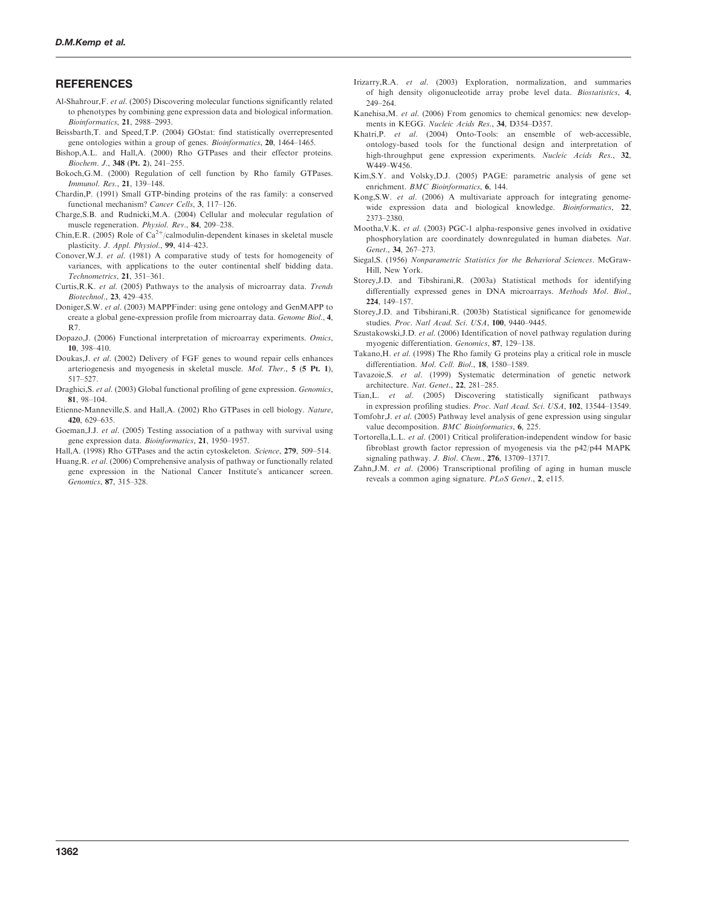## REFERENCES

Al-Shahrour,F. *et al*. (2005) Discovering molecular functions significantly related to phenotypes by combining gene expression data and biological information. *Bioinformatics*, **21**, 2988–2993.

Beissbarth,T. and Speed,T.P. (2004) GOstat: find statistically overrepresented gene ontologies within a group of genes. *Bioinformatics*, **20**, 1464–1465.

Bishop,A.L. and Hall,A. (2000) Rho GTPases and their effector proteins. *Biochem. J*., **348** (**Pt. 2**), 241–255.

Bokoch,G.M. (2000) Regulation of cell function by Rho family GTPases. *Immunol. Res*., **21**, 139–148.

Chardin,P. (1991) Small GTP-binding proteins of the ras family: a conserved functional mechanism? *Cancer Cells*, **3**, 117–126.

Charge,S.B. and Rudnicki,M.A. (2004) Cellular and molecular regulation of muscle regeneration. *Physiol. Rev*., **84**, 209–238.

Chin,E.R. (2005) Role of $Ca^{2+}$/calmodulin-dependent kinases in skeletal muscle plasticity. *J. Appl. Physiol*., **99**, 414–423.

Conover,W.J. *et al*. (1981) A comparative study of tests for homogeneity of variances, with applications to the outer continental shelf bidding data. *Technometrics*, **21**, 351–361.

Curtis,R.K. *et al*. (2005) Pathways to the analysis of microarray data. *Trends Biotechnol*., **23**, 429–435.

Doniger,S.W. *et al*. (2003) MAPPFinder: using gene ontology and GenMAPP to create a global gene-expression profile from microarray data. *Genome Biol*., **4**, R7.

Dopazo,J. (2006) Functional interpretation of microarray experiments. *Omics*, **10**, 398–410.

Doukas,J. *et al*. (2002) Delivery of FGF genes to wound repair cells enhances arteriogenesis and myogenesis in skeletal muscle. *Mol. Ther*., **5** (**5 Pt. 1**), 517–527.

Draghici,S. *et al*. (2003) Global functional profiling of gene expression. *Genomics*, **81**, 98–104.

Etienne-Manneville,S. and Hall,A. (2002) Rho GTPases in cell biology. *Nature*, **420**, 629–635.

Goeman,J.J. *et al*. (2005) Testing association of a pathway with survival using gene expression data. *Bioinformatics*, **21**, 1950–1957.

Hall,A. (1998) Rho GTPases and the actin cytoskeleton. *Science*, **279**, 509–514.

Huang,R. *et al*. (2006) Comprehensive analysis of pathway or functionally related gene expression in the National Cancer Institute's anticancer screen. *Genomics*, **87**, 315–328.

Irizarry,R.A. *et al*. (2003) Exploration, normalization, and summaries of high density oligonucleotide array probe level data. *Biostatistics*, **4**, 249–264.

Kanehisa,M. *et al*. (2006) From genomics to chemical genomics: new developments in KEGG. *Nucleic Acids Res*., **34**, D354–D357.

Khatri,P. *et al*. (2004) Onto-Tools: an ensemble of web-accessible, ontology-based tools for the functional design and interpretation of high-throughput gene expression experiments. *Nucleic Acids Res*., **32**, W449–W456.

Kim,S.Y. and Volsky,D.J. (2005) PAGE: parametric analysis of gene set enrichment. *BMC Bioinformatics*, **6**, 144.

Kong,S.W. *et al*. (2006) A multivariate approach for integrating genome-wide expression data and biological knowledge. *Bioinformatics*, **22**, 2373–2380.

Mootha,V.K. *et al*. (2003) PGC-1 alpha-responsive genes involved in oxidative phosphorylation are coordinately downregulated in human diabetes. *Nat. Genet*., **34**, 267–273.

Siegal,S. (1956) *Nonparametric Statistics for the Behavioral Sciences*. McGraw-Hill, New York.

Storey,J.D. and Tibshirani,R. (2003a) Statistical methods for identifying differentially expressed genes in DNA microarrays. *Methods Mol. Biol*., **224**, 149–157.

Storey,J.D. and Tibshirani,R. (2003b) Statistical significance for genomewide studies. *Proc. Natl Acad. Sci. USA*, **100**, 9440–9445.

Szustakowski,J.D. *et al*. (2006) Identification of novel pathway regulation during myogenic differentiation. *Genomics*, **87**, 129–138.

Takano,H. *et al*. (1998) The Rho family G proteins play a critical role in muscle differentiation. *Mol. Cell. Biol*., **18**, 1580–1589.

Tavazoie,S. *et al*. (1999) Systematic determination of genetic network architecture. *Nat. Genet*., **22**, 281–285.

Tian,L. *et al*. (2005) Discovering statistically significant pathways in expression profiling studies. *Proc. Natl Acad. Sci. USA*, **102**, 13544–13549.

Tomfohr,J. *et al*. (2005) Pathway level analysis of gene expression using singular value decomposition. *BMC Bioinformatics*, **6**, 225.

Tortorella,L.L. *et al*. (2001) Critical proliferation-independent window for basic fibroblast growth factor repression of myogenesis via the p42/p44 MAPK signaling pathway. *J. Biol. Chem*., **276**, 13709–13717.

Zahn,J.M. *et al*. (2006) Transcriptional profiling of aging in human muscle reveals a common aging signature. *PLoS Genet*., **2**, e115.